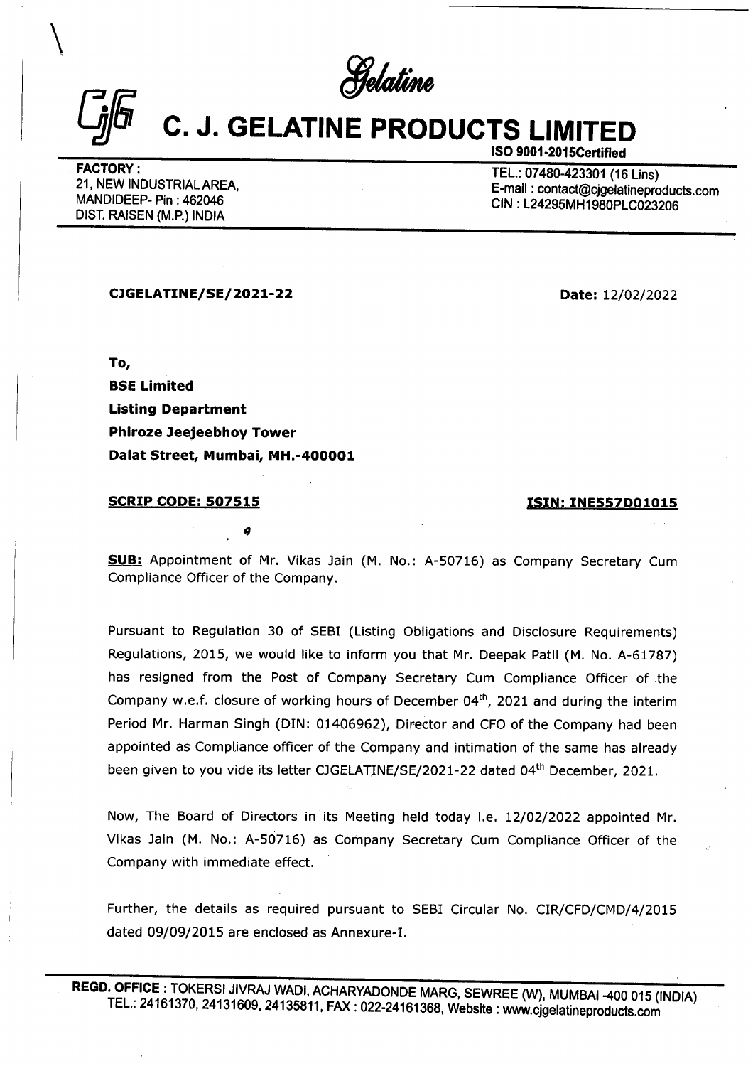Gelatine

# C. J. GELATINE PRODUCTS LIMITED

**ISO 9001-2015Certified**

**FACTORY :**
21, NEW INDUSTRIAL AREA,
MANDIDEEP- Pin : 462046
DIST. RAISEN (M.P.) INDIA

TEL.: 07480-423301 (16 Lins)
E-mail : contact@cjgelatineproducts.com
CIN : L24295MH1980PLC023206

**CJGELATINE/SE/2021-22** **Date:** 12/02/2022

**To,**
**BSE Limited**
**Listing Department**
**Phiroze Jeejeebhoy Tower**
**Dalat Street, Mumbai, MH.-400001**

**SCRIP CODE: 507515** **ISIN: INE557D01015**

**SUB:** Appointment of Mr. Vikas Jain (M. No.: A-50716) as Company Secretary Cum Compliance Officer of the Company.

Pursuant to Regulation 30 of SEBI (Listing Obligations and Disclosure Requirements) Regulations, 2015, we would like to inform you that Mr. Deepak Patil (M. No. A-61787) has resigned from the Post of Company Secretary Cum Compliance Officer of the Company w.e.f. closure of working hours of December 04th, 2021 and during the interim Period Mr. Harman Singh (DIN: 01406962), Director and CFO of the Company had been appointed as Compliance officer of the Company and intimation of the same has already been given to you vide its letter CJGELATINE/SE/2021-22 dated 04th December, 2021.

Now, The Board of Directors in its Meeting held today i.e. 12/02/2022 appointed Mr. Vikas Jain (M. No.: A-50716) as Company Secretary Cum Compliance Officer of the Company with immediate effect.

Further, the details as required pursuant to SEBI Circular No. CIR/CFD/CMD/4/2015 dated 09/09/2015 are enclosed as Annexure-I.

**REGD. OFFICE :** TOKERSI JIVRAJ WADI, ACHARYADONDE MARG, SEWREE (W), MUMBAI -400 015 (INDIA)
TEL.: 24161370, 24131609, 24135811, FAX : 022-24161368, Website : www.cjgelatineproducts.com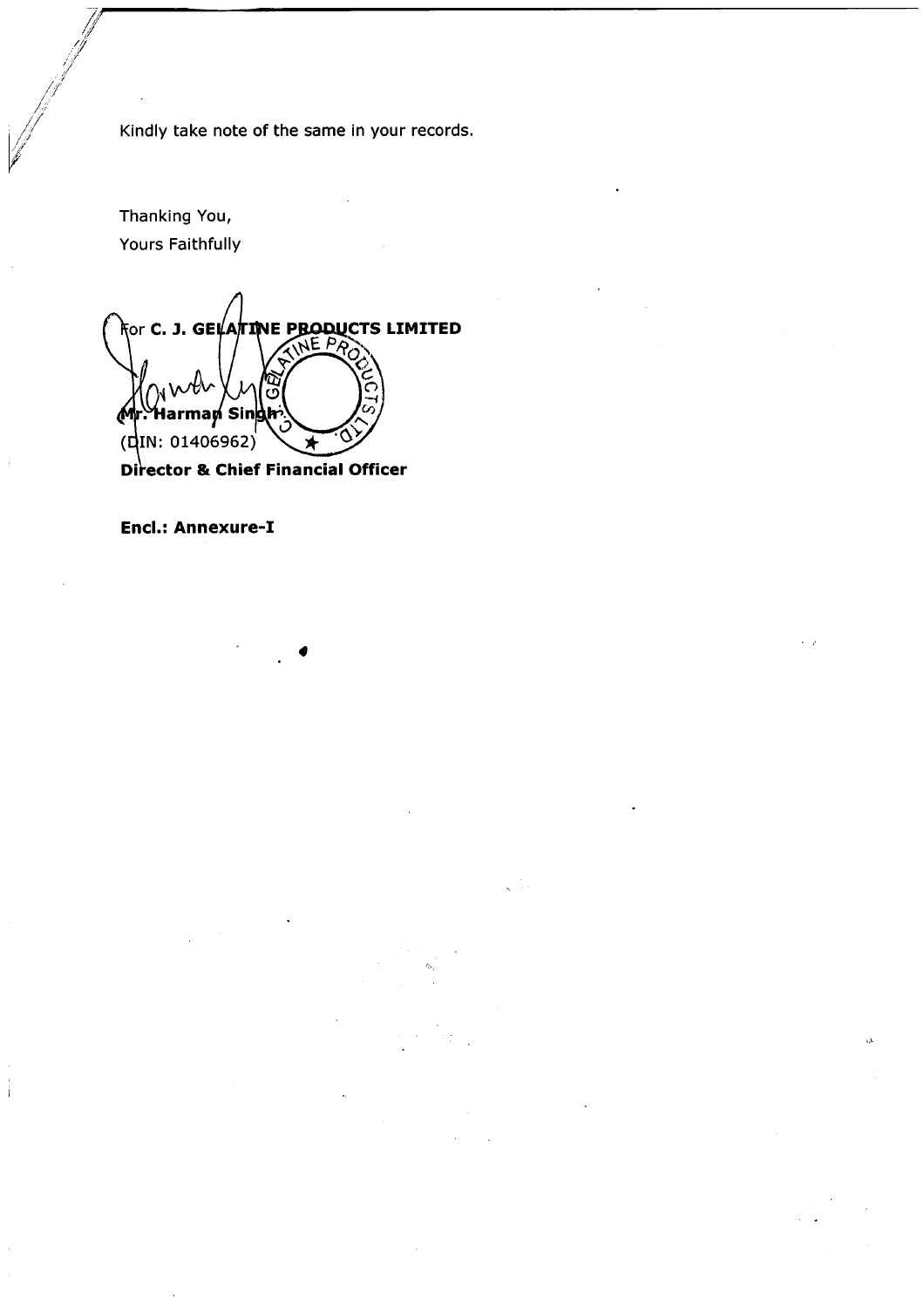Kindly take note of the same in your records.

Thanking You,

Yours Faithfully

For **C. J. GELATINE PRODUCTS LIMITED**

**Mr. Harman Singh**

(DIN: 01406962)

**Director & Chief Financial Officer**

**Encl.: Annexure-I**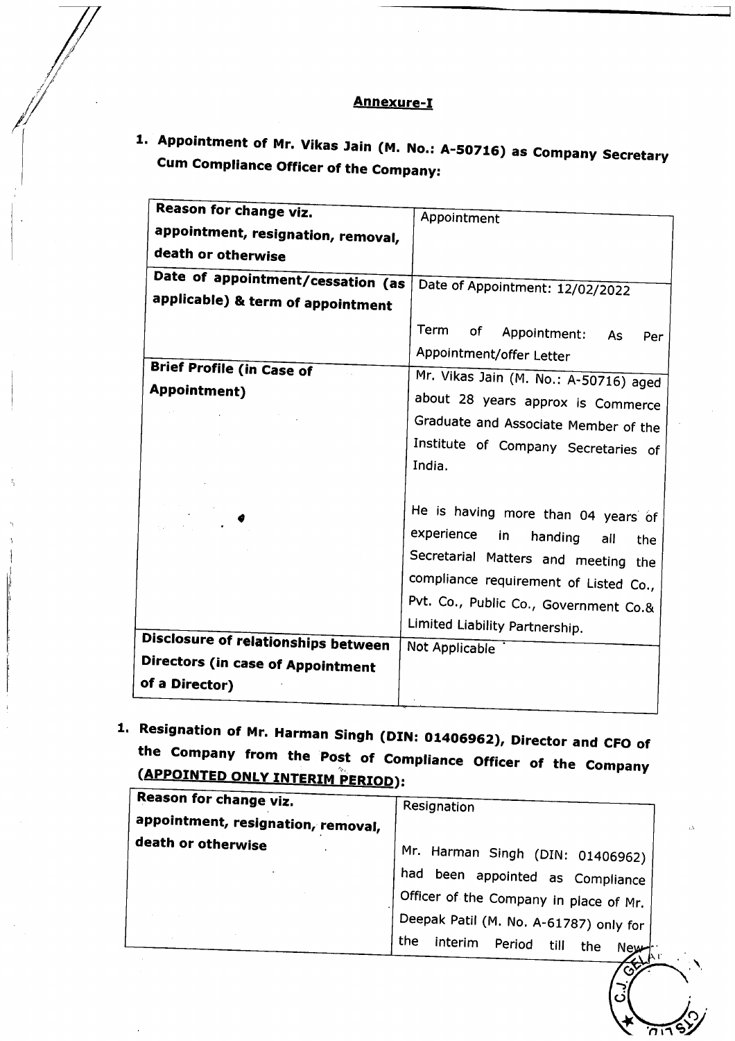## Annexure-I

**1. Appointment of Mr. Vikas Jain (M. No.: A-50716) as Company Secretary Cum Compliance Officer of the Company:**

| **Reason for change viz. appointment, resignation, removal, death or otherwise** | Appointment |
|---|---|
| **Date of appointment/cessation (as applicable) & term of appointment** | Date of Appointment: 12/02/2022<br><br>Term of Appointment: As Per Appointment/offer Letter |
| **Brief Profile (in Case of Appointment)** | Mr. Vikas Jain (M. No.: A-50716) aged about 28 years approx is Commerce Graduate and Associate Member of the Institute of Company Secretaries of India.<br><br>He is having more than 04 years of experience in handing all the Secretarial Matters and meeting the compliance requirement of Listed Co., Pvt. Co., Public Co., Government Co.& Limited Liability Partnership. |
| **Disclosure of relationships between Directors (in case of Appointment of a Director)** | Not Applicable |

**1. Resignation of Mr. Harman Singh (DIN: 01406962), Director and CFO of the Company from the Post of Compliance Officer of the Company (<u>APPOINTED ONLY INTERIM PERIOD</u>):**

| **Reason for change viz. appointment, resignation, removal, death or otherwise** | Resignation<br><br>Mr. Harman Singh (DIN: 01406962) had been appointed as Compliance Officer of the Company in place of Mr. Deepak Patil (M. No. A-61787) only for the interim Period till the New |
|---|---|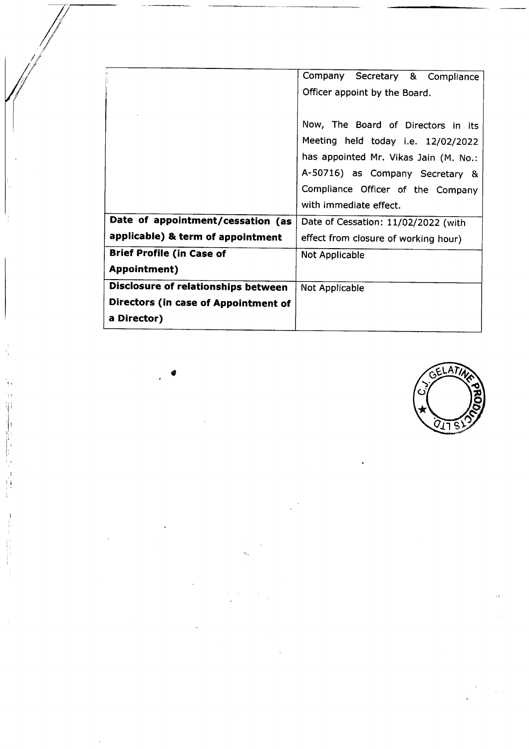| | |
|---|---|
| | Company Secretary & Compliance Officer appoint by the Board.<br><br>Now, The Board of Directors in its Meeting held today i.e. 12/02/2022 has appointed Mr. Vikas Jain (M. No.: A-50716) as Company Secretary & Compliance Officer of the Company with immediate effect. |
| **Date of appointment/cessation (as applicable) & term of appointment** | Date of Cessation: 11/02/2022 (with effect from closure of working hour) |
| **Brief Profile (in Case of Appointment)** | Not Applicable |
| **Disclosure of relationships between Directors (in case of Appointment of a Director)** | Not Applicable |